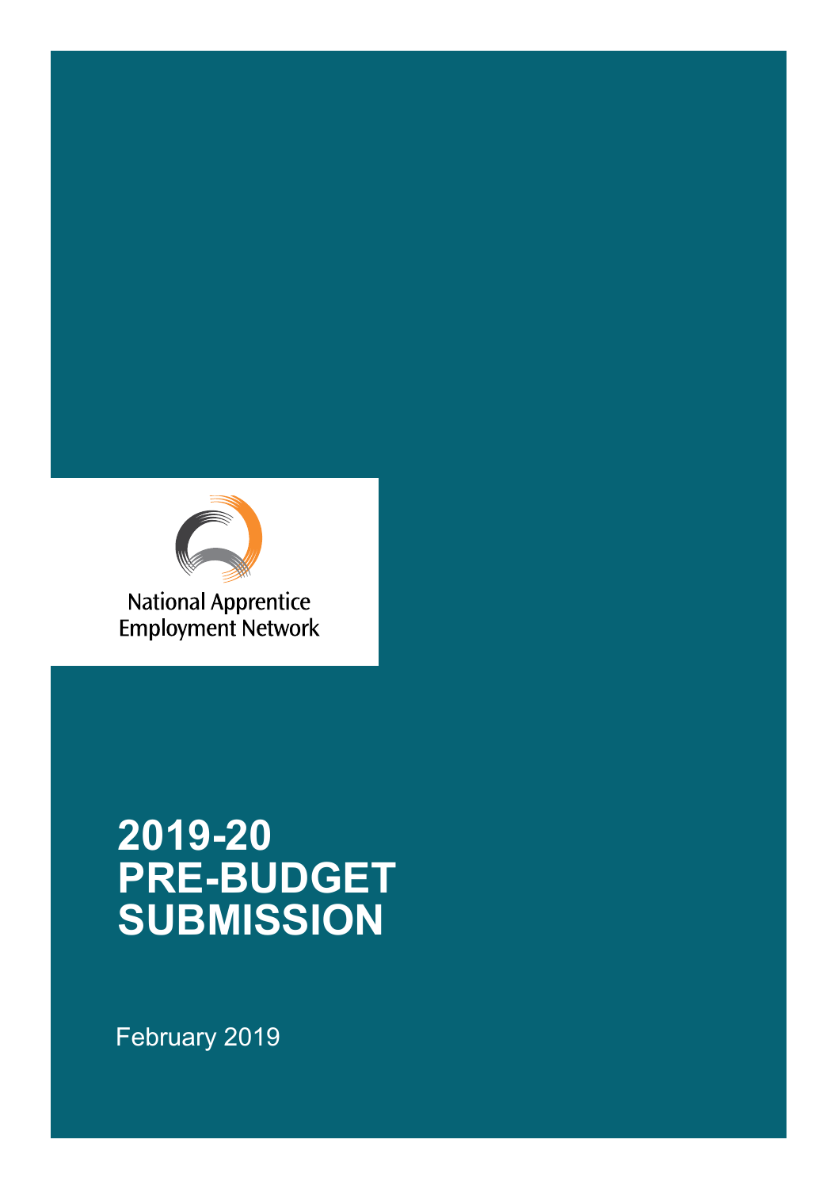National Apprentice Employment Network

# 2019-20 PRE-BUDGET SUBMISSION

February 2019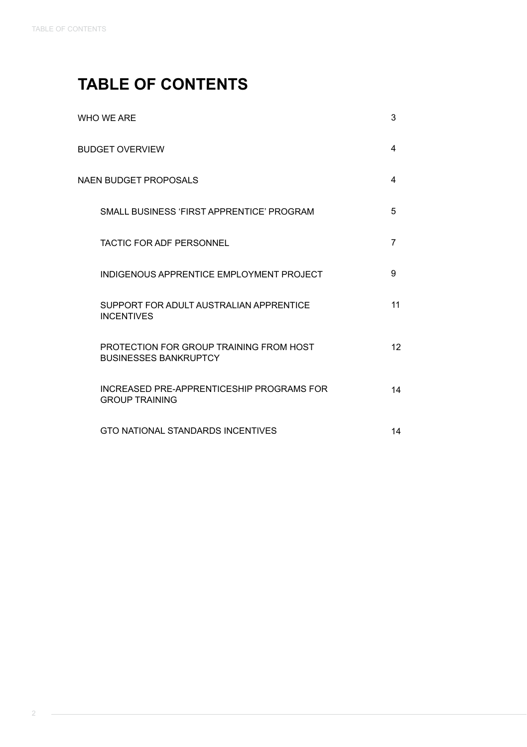# TABLE OF CONTENTS

| | |
|---|---|
| WHO WE ARE | 3 |
| BUDGET OVERVIEW | 4 |
| NAEN BUDGET PROPOSALS | 4 |
| SMALL BUSINESS ‘FIRST APPRENTICE’ PROGRAM | 5 |
| TACTIC FOR ADF PERSONNEL | 7 |
| INDIGENOUS APPRENTICE EMPLOYMENT PROJECT | 9 |
| SUPPORT FOR ADULT AUSTRALIAN APPRENTICE INCENTIVES | 11 |
| PROTECTION FOR GROUP TRAINING FROM HOST BUSINESSES BANKRUPTCY | 12 |
| INCREASED PRE-APPRENTICESHIP PROGRAMS FOR GROUP TRAINING | 14 |
| GTO NATIONAL STANDARDS INCENTIVES | 14 |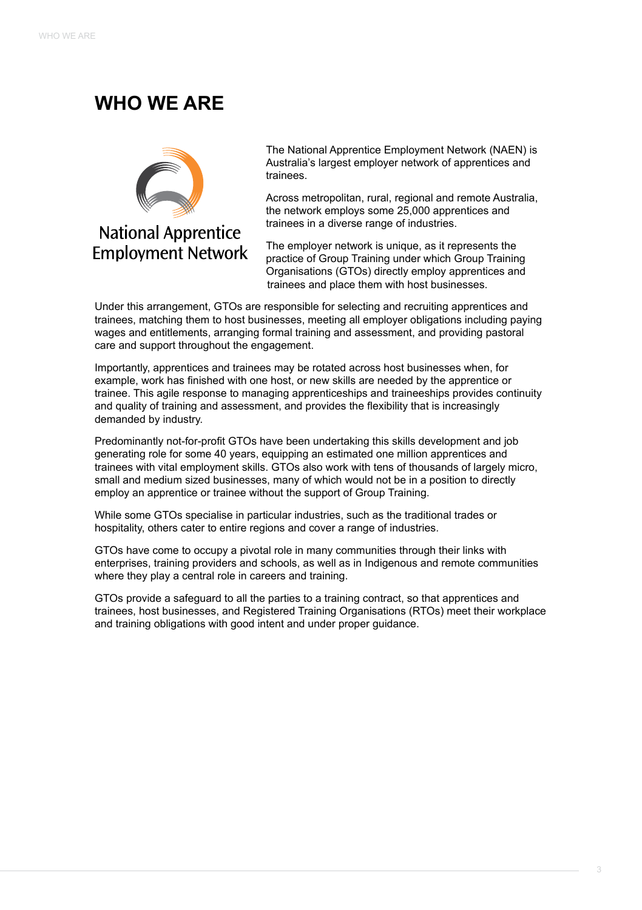# WHO WE ARE

National Apprentice Employment Network

The National Apprentice Employment Network (NAEN) is Australia's largest employer network of apprentices and trainees.

Across metropolitan, rural, regional and remote Australia, the network employs some 25,000 apprentices and trainees in a diverse range of industries.

The employer network is unique, as it represents the practice of Group Training under which Group Training Organisations (GTOs) directly employ apprentices and trainees and place them with host businesses.

Under this arrangement, GTOs are responsible for selecting and recruiting apprentices and trainees, matching them to host businesses, meeting all employer obligations including paying wages and entitlements, arranging formal training and assessment, and providing pastoral care and support throughout the engagement.

Importantly, apprentices and trainees may be rotated across host businesses when, for example, work has finished with one host, or new skills are needed by the apprentice or trainee. This agile response to managing apprenticeships and traineeships provides continuity and quality of training and assessment, and provides the flexibility that is increasingly demanded by industry.

Predominantly not-for-profit GTOs have been undertaking this skills development and job generating role for some 40 years, equipping an estimated one million apprentices and trainees with vital employment skills. GTOs also work with tens of thousands of largely micro, small and medium sized businesses, many of which would not be in a position to directly employ an apprentice or trainee without the support of Group Training.

While some GTOs specialise in particular industries, such as the traditional trades or hospitality, others cater to entire regions and cover a range of industries.

GTOs have come to occupy a pivotal role in many communities through their links with enterprises, training providers and schools, as well as in Indigenous and remote communities where they play a central role in careers and training.

GTOs provide a safeguard to all the parties to a training contract, so that apprentices and trainees, host businesses, and Registered Training Organisations (RTOs) meet their workplace and training obligations with good intent and under proper guidance.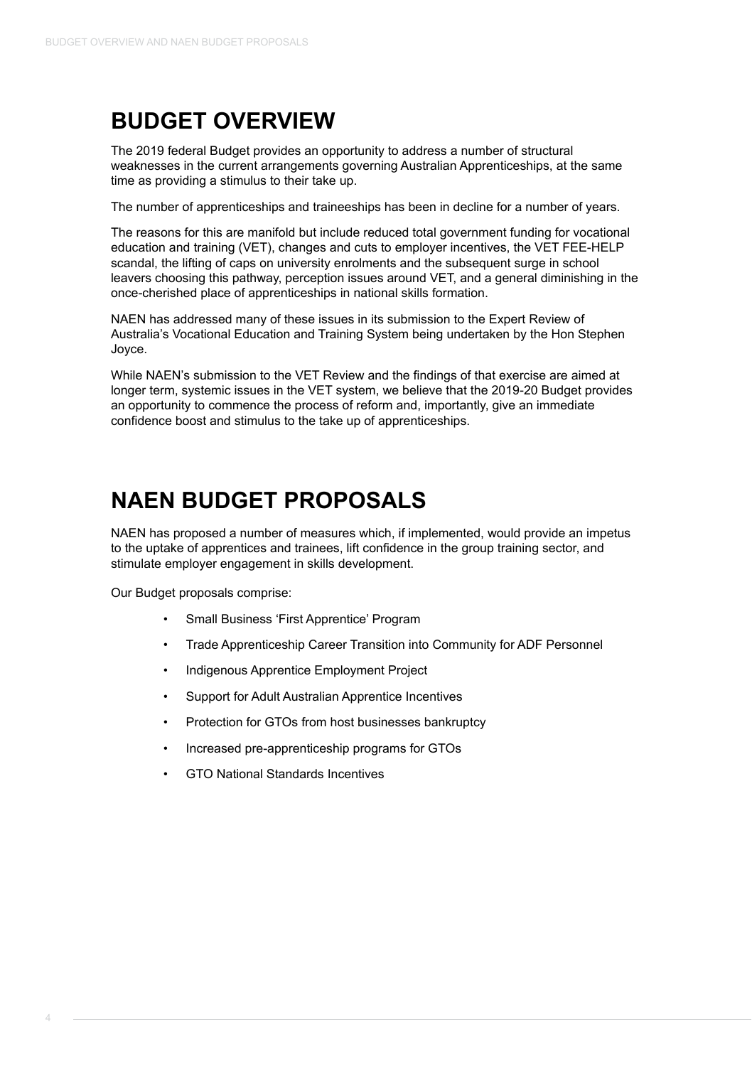## BUDGET OVERVIEW

The 2019 federal Budget provides an opportunity to address a number of structural weaknesses in the current arrangements governing Australian Apprenticeships, at the same time as providing a stimulus to their take up.

The number of apprenticeships and traineeships has been in decline for a number of years.

The reasons for this are manifold but include reduced total government funding for vocational education and training (VET), changes and cuts to employer incentives, the VET FEE-HELP scandal, the lifting of caps on university enrolments and the subsequent surge in school leavers choosing this pathway, perception issues around VET, and a general diminishing in the once-cherished place of apprenticeships in national skills formation.

NAEN has addressed many of these issues in its submission to the Expert Review of Australia's Vocational Education and Training System being undertaken by the Hon Stephen Joyce.

While NAEN's submission to the VET Review and the findings of that exercise are aimed at longer term, systemic issues in the VET system, we believe that the 2019-20 Budget provides an opportunity to commence the process of reform and, importantly, give an immediate confidence boost and stimulus to the take up of apprenticeships.

## NAEN BUDGET PROPOSALS

NAEN has proposed a number of measures which, if implemented, would provide an impetus to the uptake of apprentices and trainees, lift confidence in the group training sector, and stimulate employer engagement in skills development.

Our Budget proposals comprise:

- Small Business 'First Apprentice' Program
- Trade Apprenticeship Career Transition into Community for ADF Personnel
- Indigenous Apprentice Employment Project
- Support for Adult Australian Apprentice Incentives
- Protection for GTOs from host businesses bankruptcy
- Increased pre-apprenticeship programs for GTOs
- GTO National Standards Incentives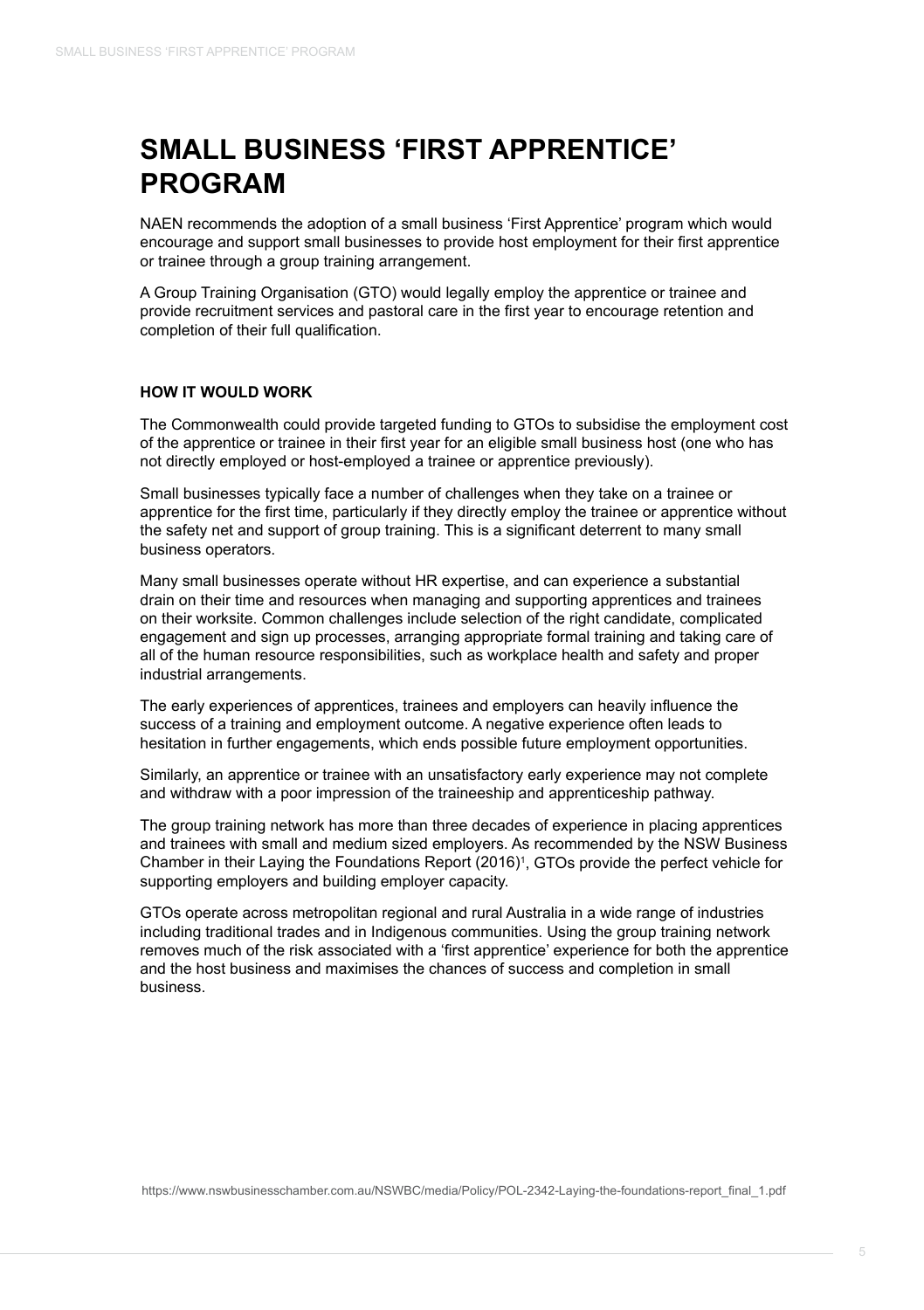# SMALL BUSINESS 'FIRST APPRENTICE' PROGRAM

NAEN recommends the adoption of a small business 'First Apprentice' program which would encourage and support small businesses to provide host employment for their first apprentice or trainee through a group training arrangement.

A Group Training Organisation (GTO) would legally employ the apprentice or trainee and provide recruitment services and pastoral care in the first year to encourage retention and completion of their full qualification.

**HOW IT WOULD WORK**

The Commonwealth could provide targeted funding to GTOs to subsidise the employment cost of the apprentice or trainee in their first year for an eligible small business host (one who has not directly employed or host-employed a trainee or apprentice previously).

Small businesses typically face a number of challenges when they take on a trainee or apprentice for the first time, particularly if they directly employ the trainee or apprentice without the safety net and support of group training. This is a significant deterrent to many small business operators.

Many small businesses operate without HR expertise, and can experience a substantial drain on their time and resources when managing and supporting apprentices and trainees on their worksite. Common challenges include selection of the right candidate, complicated engagement and sign up processes, arranging appropriate formal training and taking care of all of the human resource responsibilities, such as workplace health and safety and proper industrial arrangements.

The early experiences of apprentices, trainees and employers can heavily influence the success of a training and employment outcome. A negative experience often leads to hesitation in further engagements, which ends possible future employment opportunities.

Similarly, an apprentice or trainee with an unsatisfactory early experience may not complete and withdraw with a poor impression of the traineeship and apprenticeship pathway.

The group training network has more than three decades of experience in placing apprentices and trainees with small and medium sized employers. As recommended by the NSW Business Chamber in their Laying the Foundations Report (2016)[1], GTOs provide the perfect vehicle for supporting employers and building employer capacity.

GTOs operate across metropolitan regional and rural Australia in a wide range of industries including traditional trades and in Indigenous communities. Using the group training network removes much of the risk associated with a 'first apprentice' experience for both the apprentice and the host business and maximises the chances of success and completion in small business.

https://www.nswbusinesschamber.com.au/NSWBC/media/Policy/POL-2342-Laying-the-foundations-report_final_1.pdf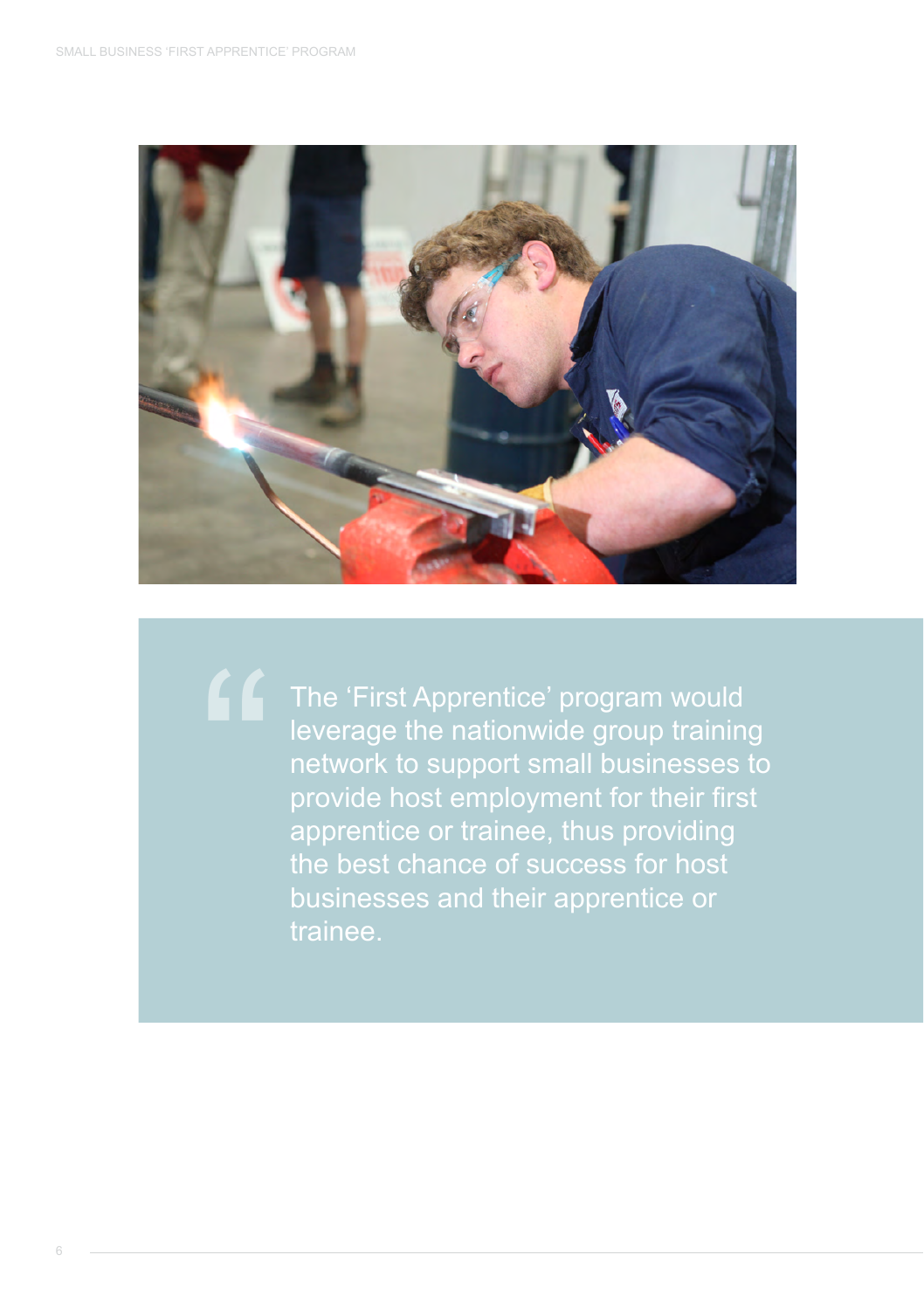> The 'First Apprentice' program would leverage the nationwide group training network to support small businesses to provide host employment for their first apprentice or trainee, thus providing the best chance of success for host businesses and their apprentice or trainee.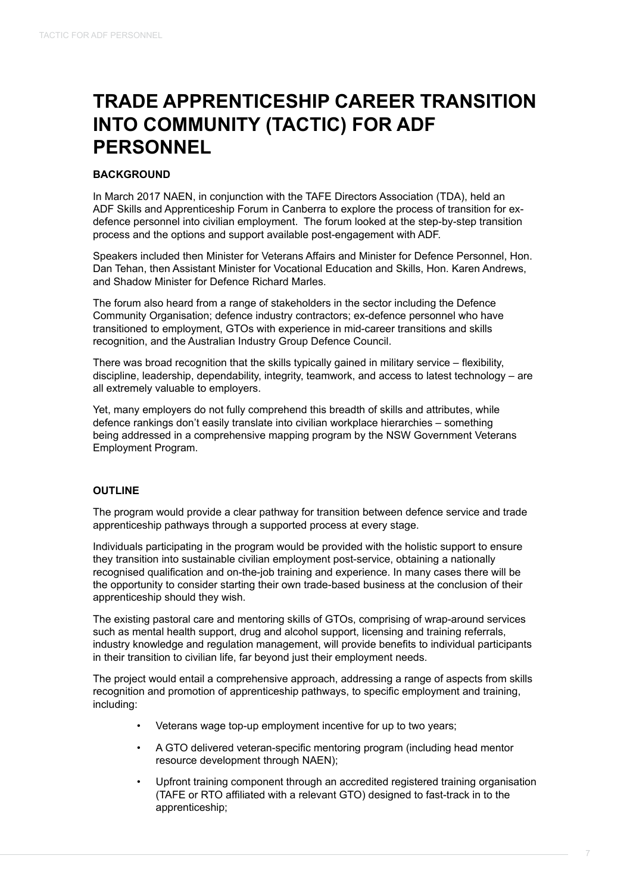// Omitted running header "TACTIC FOR ADF PERSONNEL" and page number "7" from the page.
# TRADE APPRENTICESHIP CAREER TRANSITION INTO COMMUNITY (TACTIC) FOR ADF PERSONNEL

**BACKGROUND**

In March 2017 NAEN, in conjunction with the TAFE Directors Association (TDA), held an ADF Skills and Apprenticeship Forum in Canberra to explore the process of transition for ex-defence personnel into civilian employment. The forum looked at the step-by-step transition process and the options and support available post-engagement with ADF.

Speakers included then Minister for Veterans Affairs and Minister for Defence Personnel, Hon. Dan Tehan, then Assistant Minister for Vocational Education and Skills, Hon. Karen Andrews, and Shadow Minister for Defence Richard Marles.

The forum also heard from a range of stakeholders in the sector including the Defence Community Organisation; defence industry contractors; ex-defence personnel who have transitioned to employment, GTOs with experience in mid-career transitions and skills recognition, and the Australian Industry Group Defence Council.

There was broad recognition that the skills typically gained in military service – flexibility, discipline, leadership, dependability, integrity, teamwork, and access to latest technology – are all extremely valuable to employers.

Yet, many employers do not fully comprehend this breadth of skills and attributes, while defence rankings don't easily translate into civilian workplace hierarchies – something being addressed in a comprehensive mapping program by the NSW Government Veterans Employment Program.

**OUTLINE**

The program would provide a clear pathway for transition between defence service and trade apprenticeship pathways through a supported process at every stage.

Individuals participating in the program would be provided with the holistic support to ensure they transition into sustainable civilian employment post-service, obtaining a nationally recognised qualification and on-the-job training and experience. In many cases there will be the opportunity to consider starting their own trade-based business at the conclusion of their apprenticeship should they wish.

The existing pastoral care and mentoring skills of GTOs, comprising of wrap-around services such as mental health support, drug and alcohol support, licensing and training referrals, industry knowledge and regulation management, will provide benefits to individual participants in their transition to civilian life, far beyond just their employment needs.

The project would entail a comprehensive approach, addressing a range of aspects from skills recognition and promotion of apprenticeship pathways, to specific employment and training, including:

- Veterans wage top-up employment incentive for up to two years;
- A GTO delivered veteran-specific mentoring program (including head mentor resource development through NAEN);
- Upfront training component through an accredited registered training organisation (TAFE or RTO affiliated with a relevant GTO) designed to fast-track in to the apprenticeship;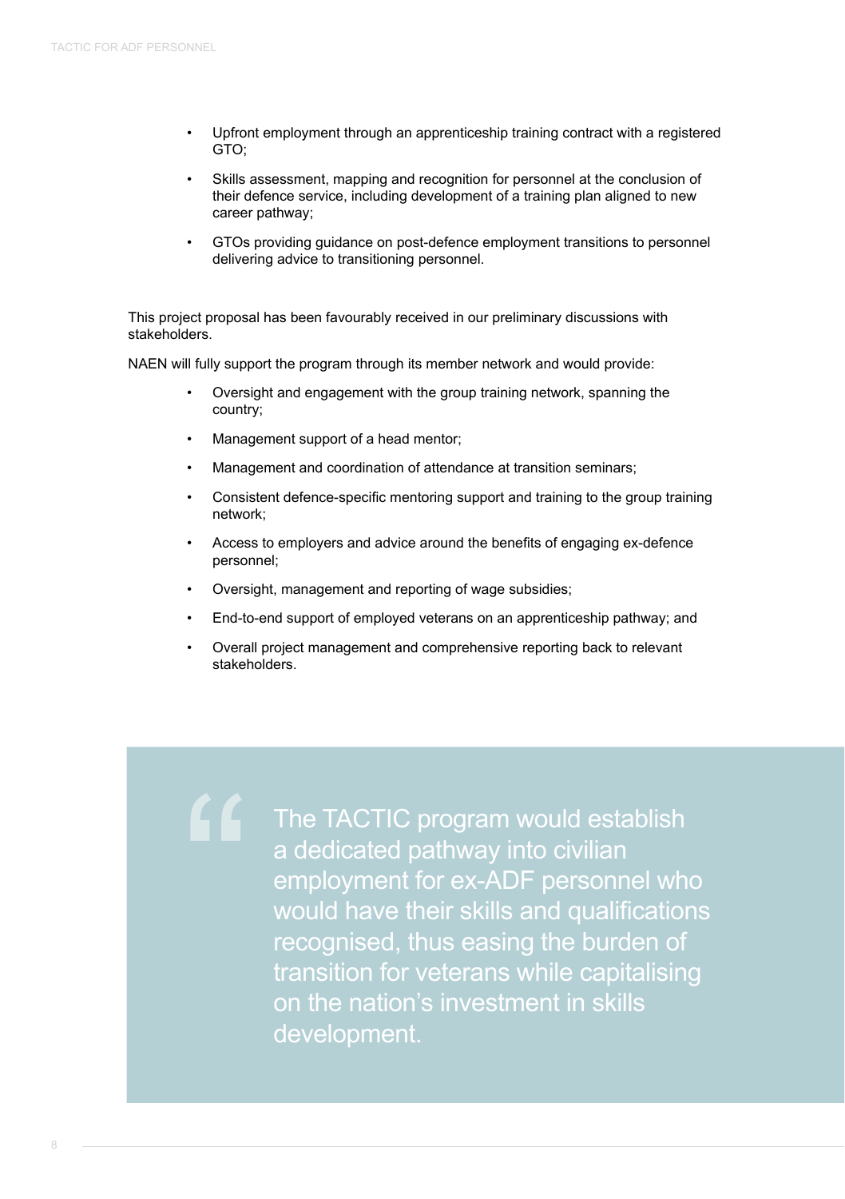- Upfront employment through an apprenticeship training contract with a registered GTO;
- Skills assessment, mapping and recognition for personnel at the conclusion of their defence service, including development of a training plan aligned to new career pathway;
- GTOs providing guidance on post-defence employment transitions to personnel delivering advice to transitioning personnel.

This project proposal has been favourably received in our preliminary discussions with stakeholders.

NAEN will fully support the program through its member network and would provide:

- Oversight and engagement with the group training network, spanning the country;
- Management support of a head mentor;
- Management and coordination of attendance at transition seminars;
- Consistent defence-specific mentoring support and training to the group training network;
- Access to employers and advice around the benefits of engaging ex-defence personnel;
- Oversight, management and reporting of wage subsidies;
- End-to-end support of employed veterans on an apprenticeship pathway; and
- Overall project management and comprehensive reporting back to relevant stakeholders.

> The TACTIC program would establish a dedicated pathway into civilian employment for ex-ADF personnel who would have their skills and qualifications recognised, thus easing the burden of transition for veterans while capitalising on the nation's investment in skills development.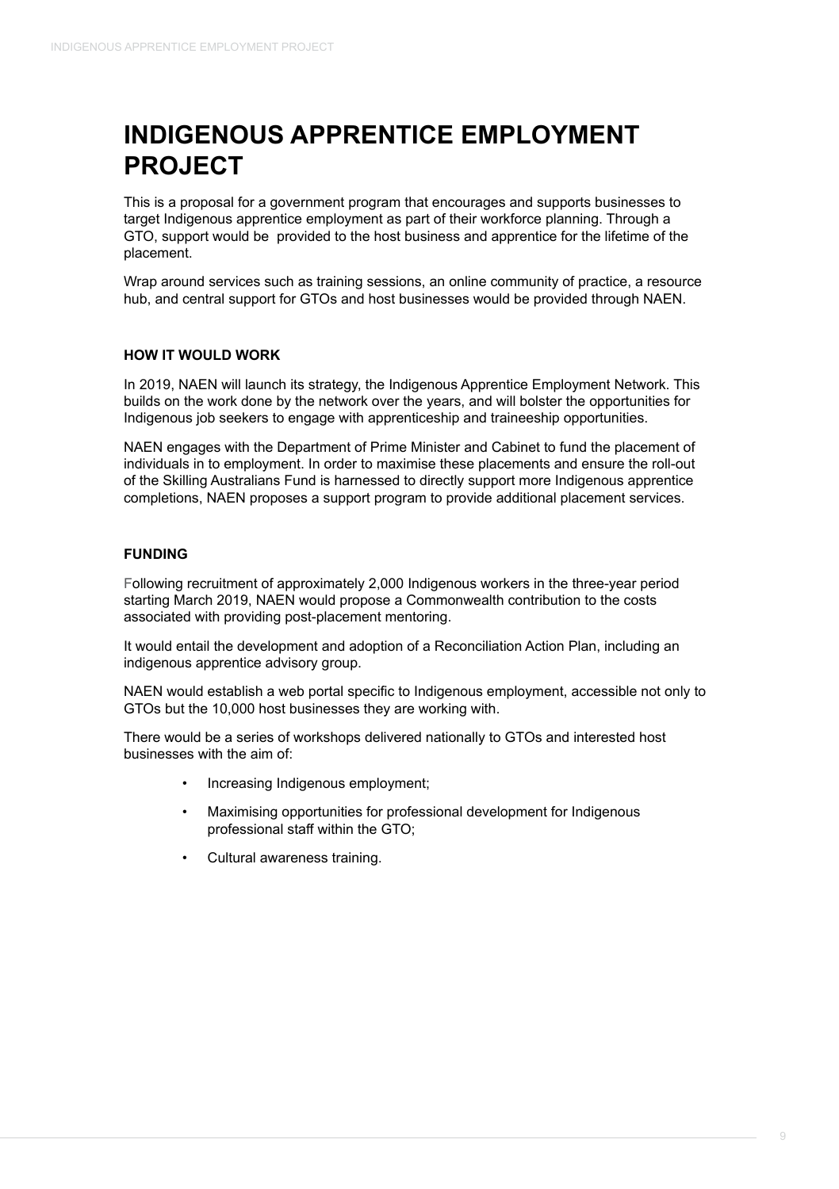# INDIGENOUS APPRENTICE EMPLOYMENT PROJECT

This is a proposal for a government program that encourages and supports businesses to target Indigenous apprentice employment as part of their workforce planning. Through a GTO, support would be provided to the host business and apprentice for the lifetime of the placement.

Wrap around services such as training sessions, an online community of practice, a resource hub, and central support for GTOs and host businesses would be provided through NAEN.

### HOW IT WOULD WORK

In 2019, NAEN will launch its strategy, the Indigenous Apprentice Employment Network. This builds on the work done by the network over the years, and will bolster the opportunities for Indigenous job seekers to engage with apprenticeship and traineeship opportunities.

NAEN engages with the Department of Prime Minister and Cabinet to fund the placement of individuals in to employment. In order to maximise these placements and ensure the roll-out of the Skilling Australians Fund is harnessed to directly support more Indigenous apprentice completions, NAEN proposes a support program to provide additional placement services.

### FUNDING

Following recruitment of approximately 2,000 Indigenous workers in the three-year period starting March 2019, NAEN would propose a Commonwealth contribution to the costs associated with providing post-placement mentoring.

It would entail the development and adoption of a Reconciliation Action Plan, including an indigenous apprentice advisory group.

NAEN would establish a web portal specific to Indigenous employment, accessible not only to GTOs but the 10,000 host businesses they are working with.

There would be a series of workshops delivered nationally to GTOs and interested host businesses with the aim of:

- Increasing Indigenous employment;
- Maximising opportunities for professional development for Indigenous professional staff within the GTO;
- Cultural awareness training.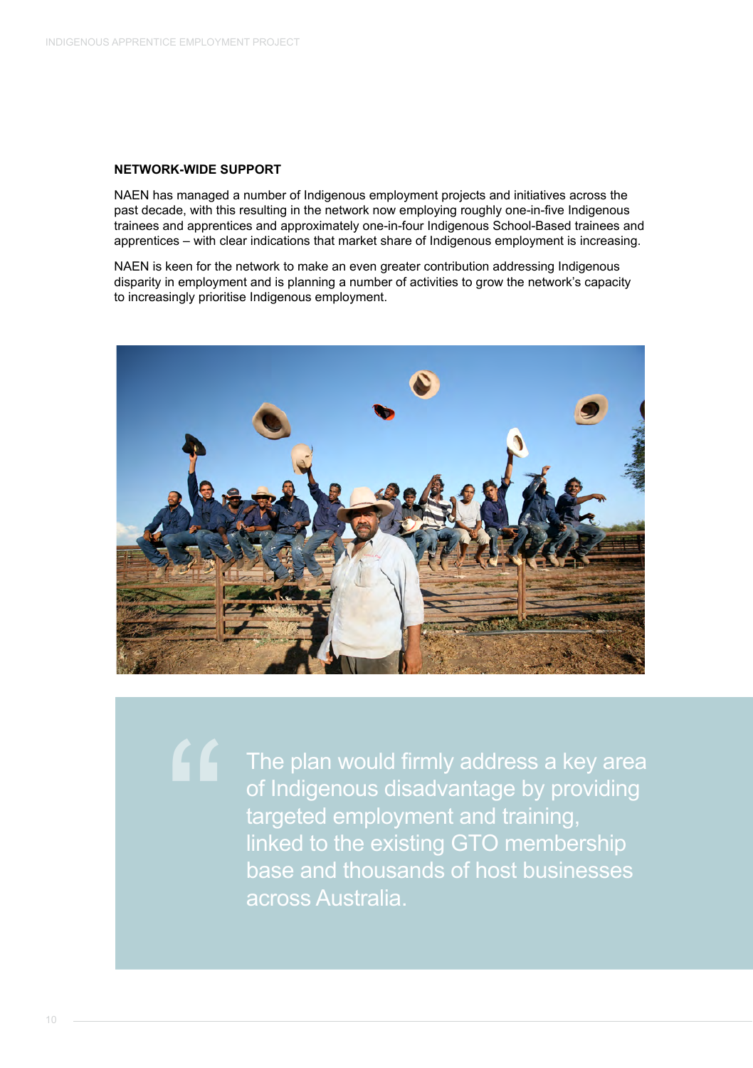## NETWORK-WIDE SUPPORT

NAEN has managed a number of Indigenous employment projects and initiatives across the past decade, with this resulting in the network now employing roughly one-in-five Indigenous trainees and apprentices and approximately one-in-four Indigenous School-Based trainees and apprentices – with clear indications that market share of Indigenous employment is increasing.

NAEN is keen for the network to make an even greater contribution addressing Indigenous disparity in employment and is planning a number of activities to grow the network's capacity to increasingly prioritise Indigenous employment.

> "The plan would firmly address a key area of Indigenous disadvantage by providing targeted employment and training, linked to the existing GTO membership base and thousands of host businesses across Australia.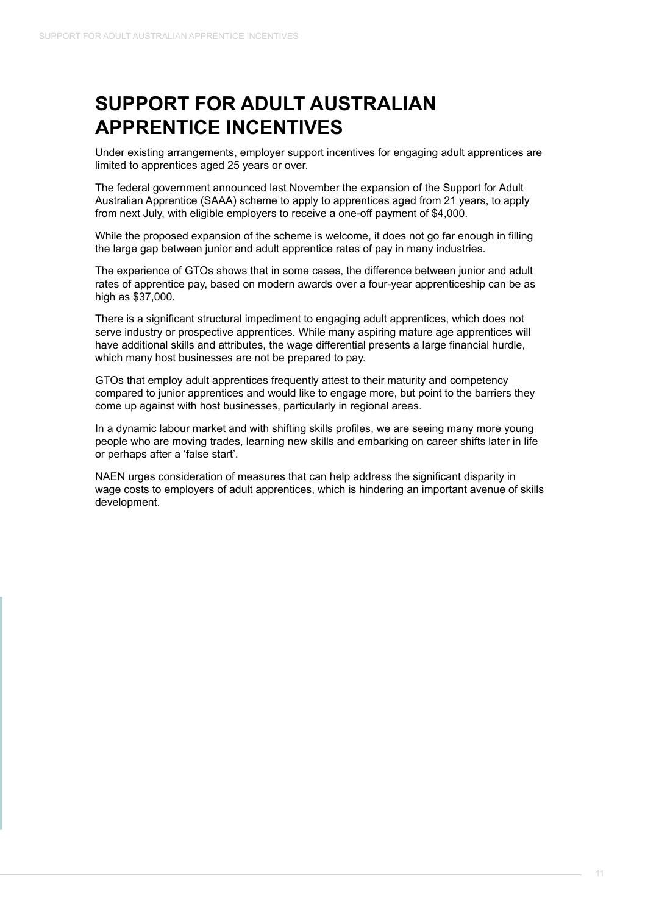# SUPPORT FOR ADULT AUSTRALIAN APPRENTICE INCENTIVES

Under existing arrangements, employer support incentives for engaging adult apprentices are limited to apprentices aged 25 years or over.

The federal government announced last November the expansion of the Support for Adult Australian Apprentice (SAAA) scheme to apply to apprentices aged from 21 years, to apply from next July, with eligible employers to receive a one-off payment of $4,000.

While the proposed expansion of the scheme is welcome, it does not go far enough in filling the large gap between junior and adult apprentice rates of pay in many industries.

The experience of GTOs shows that in some cases, the difference between junior and adult rates of apprentice pay, based on modern awards over a four-year apprenticeship can be as high as $37,000.

There is a significant structural impediment to engaging adult apprentices, which does not serve industry or prospective apprentices. While many aspiring mature age apprentices will have additional skills and attributes, the wage differential presents a large financial hurdle, which many host businesses are not be prepared to pay.

GTOs that employ adult apprentices frequently attest to their maturity and competency compared to junior apprentices and would like to engage more, but point to the barriers they come up against with host businesses, particularly in regional areas.

In a dynamic labour market and with shifting skills profiles, we are seeing many more young people who are moving trades, learning new skills and embarking on career shifts later in life or perhaps after a 'false start'.

NAEN urges consideration of measures that can help address the significant disparity in wage costs to employers of adult apprentices, which is hindering an important avenue of skills development.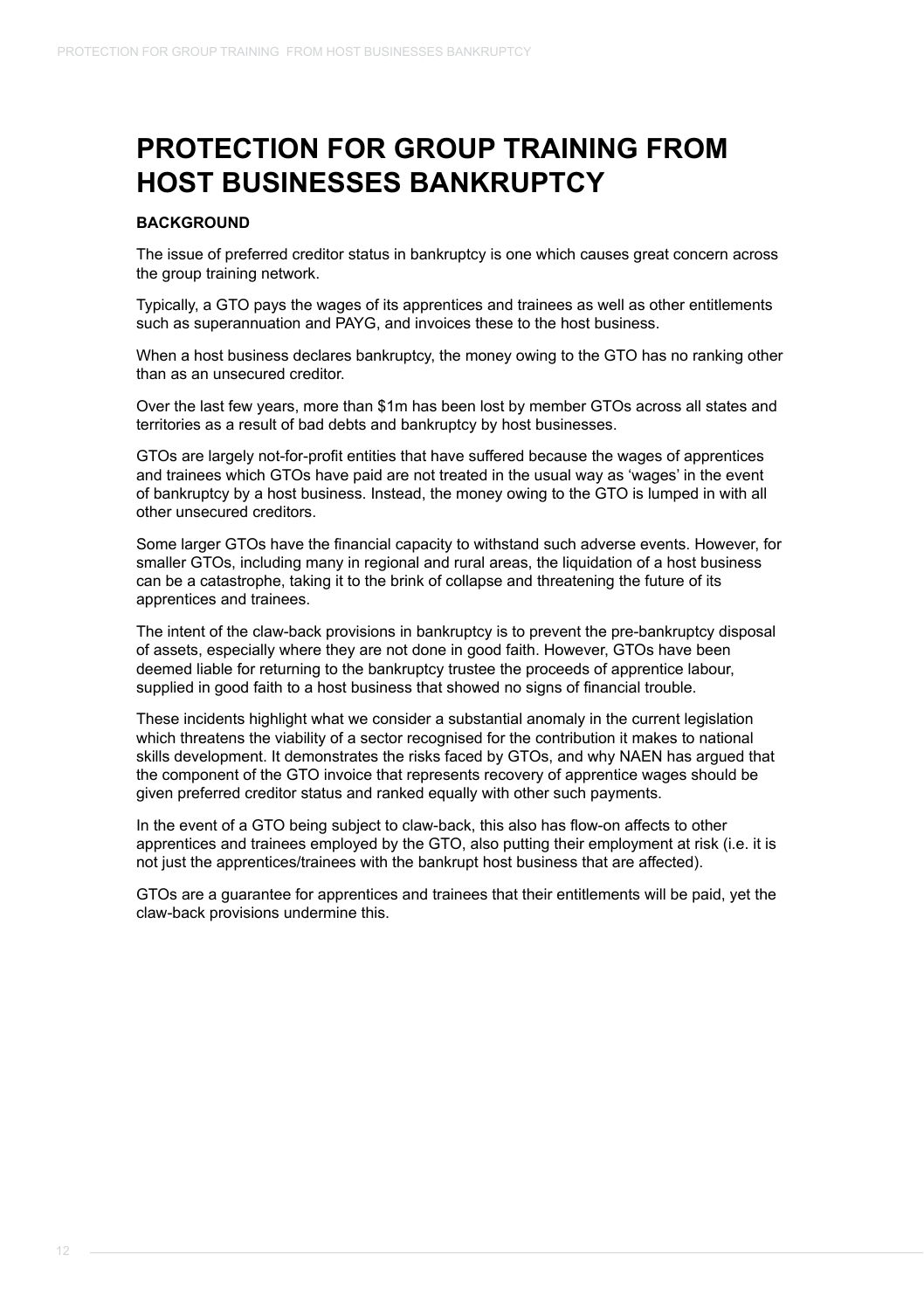# PROTECTION FOR GROUP TRAINING FROM HOST BUSINESSES BANKRUPTCY

**BACKGROUND**

The issue of preferred creditor status in bankruptcy is one which causes great concern across the group training network.

Typically, a GTO pays the wages of its apprentices and trainees as well as other entitlements such as superannuation and PAYG, and invoices these to the host business.

When a host business declares bankruptcy, the money owing to the GTO has no ranking other than as an unsecured creditor.

Over the last few years, more than $1m has been lost by member GTOs across all states and territories as a result of bad debts and bankruptcy by host businesses.

GTOs are largely not-for-profit entities that have suffered because the wages of apprentices and trainees which GTOs have paid are not treated in the usual way as 'wages' in the event of bankruptcy by a host business. Instead, the money owing to the GTO is lumped in with all other unsecured creditors.

Some larger GTOs have the financial capacity to withstand such adverse events. However, for smaller GTOs, including many in regional and rural areas, the liquidation of a host business can be a catastrophe, taking it to the brink of collapse and threatening the future of its apprentices and trainees.

The intent of the claw-back provisions in bankruptcy is to prevent the pre-bankruptcy disposal of assets, especially where they are not done in good faith. However, GTOs have been deemed liable for returning to the bankruptcy trustee the proceeds of apprentice labour, supplied in good faith to a host business that showed no signs of financial trouble.

These incidents highlight what we consider a substantial anomaly in the current legislation which threatens the viability of a sector recognised for the contribution it makes to national skills development. It demonstrates the risks faced by GTOs, and why NAEN has argued that the component of the GTO invoice that represents recovery of apprentice wages should be given preferred creditor status and ranked equally with other such payments.

In the event of a GTO being subject to claw-back, this also has flow-on affects to other apprentices and trainees employed by the GTO, also putting their employment at risk (i.e. it is not just the apprentices/trainees with the bankrupt host business that are affected).

GTOs are a guarantee for apprentices and trainees that their entitlements will be paid, yet the claw-back provisions undermine this.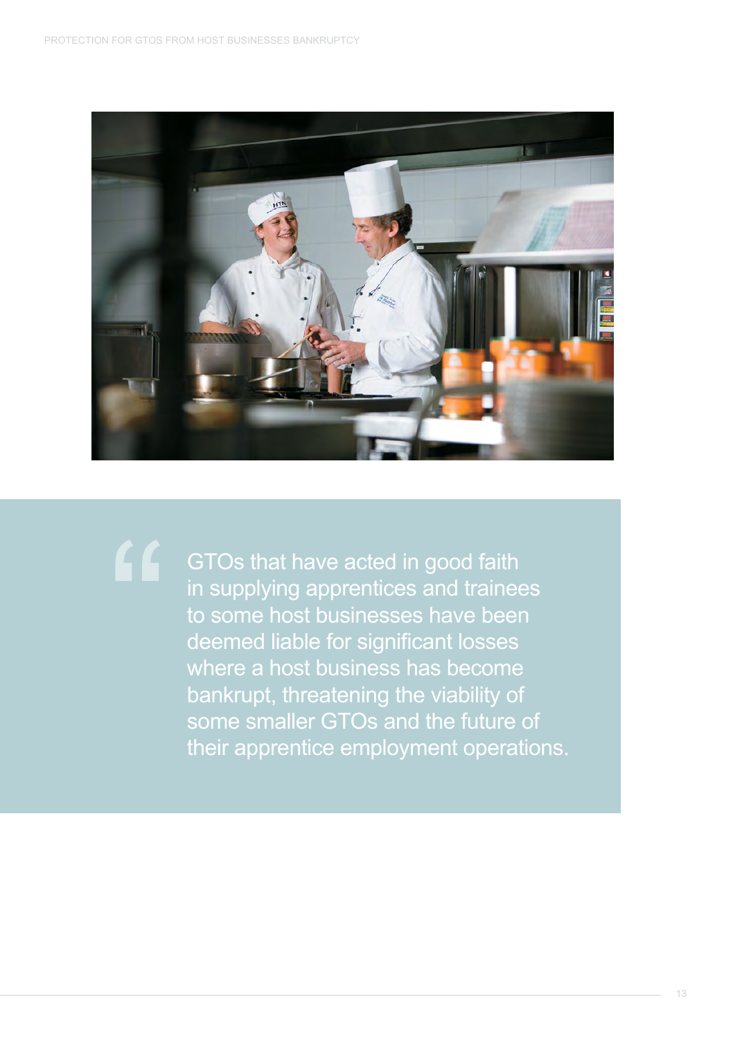> GTOs that have acted in good faith in supplying apprentices and trainees to some host businesses have been deemed liable for significant losses where a host business has become bankrupt, threatening the viability of some smaller GTOs and the future of their apprentice employment operations.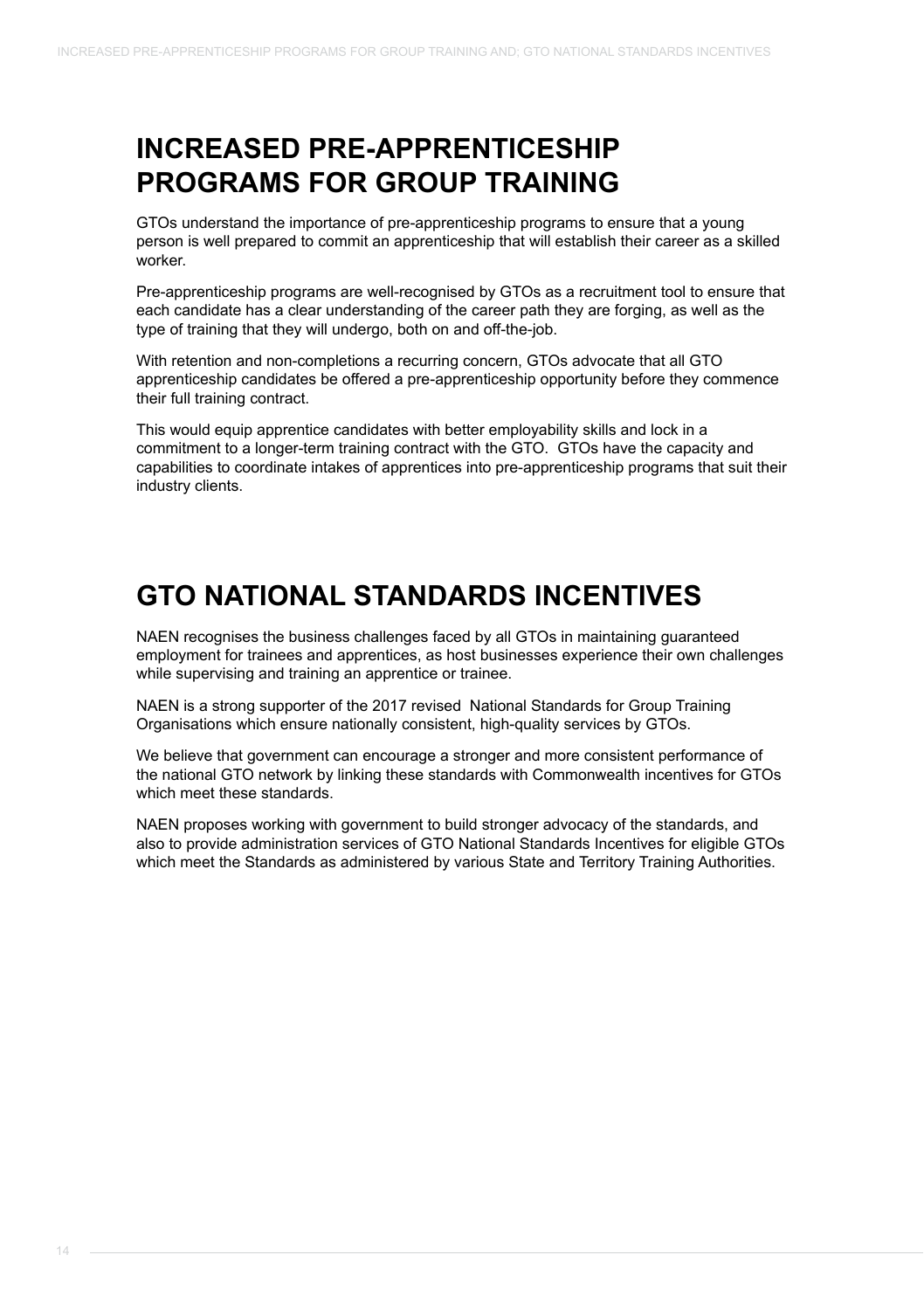## INCREASED PRE-APPRENTICESHIP PROGRAMS FOR GROUP TRAINING

GTOs understand the importance of pre-apprenticeship programs to ensure that a young person is well prepared to commit an apprenticeship that will establish their career as a skilled worker.

Pre-apprenticeship programs are well-recognised by GTOs as a recruitment tool to ensure that each candidate has a clear understanding of the career path they are forging, as well as the type of training that they will undergo, both on and off-the-job.

With retention and non-completions a recurring concern, GTOs advocate that all GTO apprenticeship candidates be offered a pre-apprenticeship opportunity before they commence their full training contract.

This would equip apprentice candidates with better employability skills and lock in a commitment to a longer-term training contract with the GTO. GTOs have the capacity and capabilities to coordinate intakes of apprentices into pre-apprenticeship programs that suit their industry clients.

## GTO NATIONAL STANDARDS INCENTIVES

NAEN recognises the business challenges faced by all GTOs in maintaining guaranteed employment for trainees and apprentices, as host businesses experience their own challenges while supervising and training an apprentice or trainee.

NAEN is a strong supporter of the 2017 revised National Standards for Group Training Organisations which ensure nationally consistent, high-quality services by GTOs.

We believe that government can encourage a stronger and more consistent performance of the national GTO network by linking these standards with Commonwealth incentives for GTOs which meet these standards.

NAEN proposes working with government to build stronger advocacy of the standards, and also to provide administration services of GTO National Standards Incentives for eligible GTOs which meet the Standards as administered by various State and Territory Training Authorities.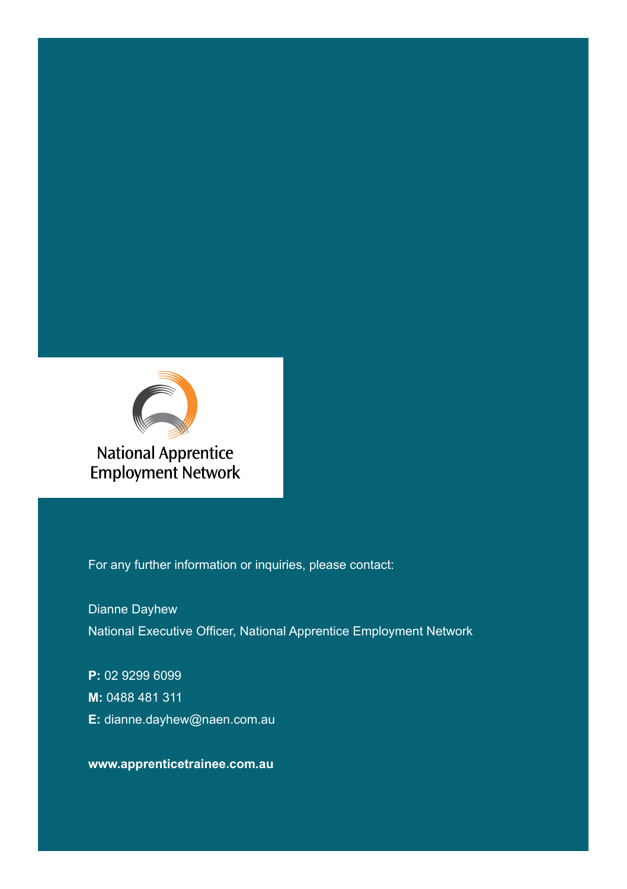National Apprentice
Employment Network

For any further information or inquiries, please contact:

Dianne Dayhew

National Executive Officer, National Apprentice Employment Network

**P:** 02 9299 6099

**M:** 0488 481 311

**E:** dianne.dayhew@naen.com.au

**www.apprenticetrainee.com.au**